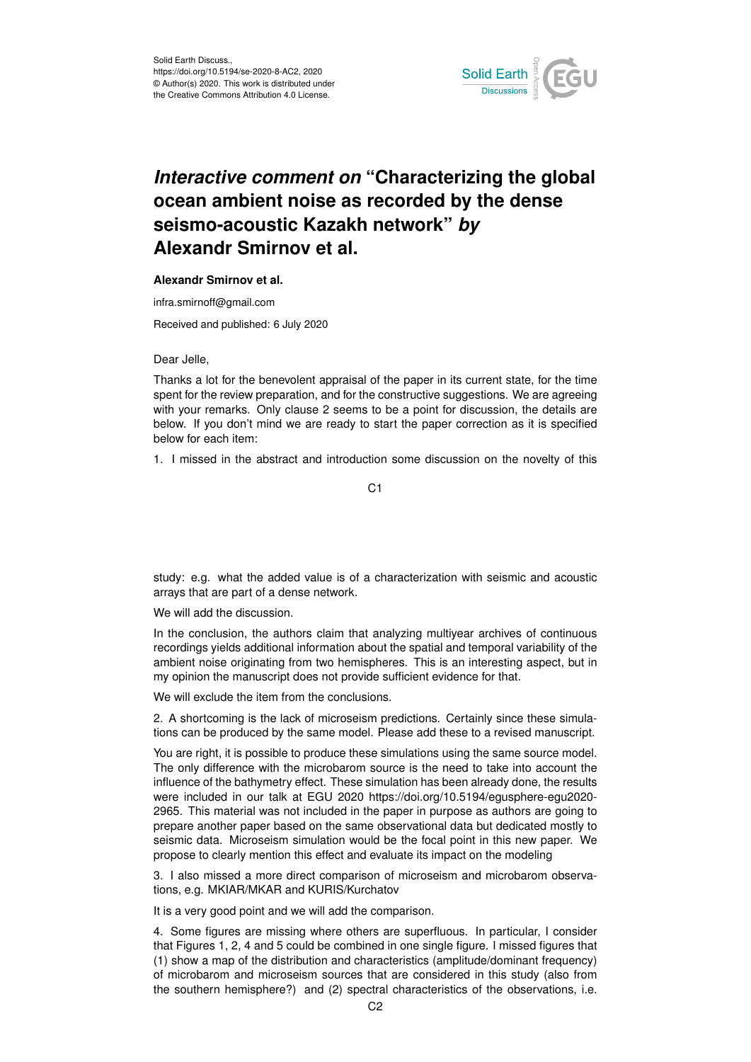Solid Earth Discuss.,
https://doi.org/10.5194/se-2020-8-AC2, 2020
© Author(s) 2020. This work is distributed under
the Creative Commons Attribution 4.0 License.

# *Interactive comment on* "Characterizing the global ocean ambient noise as recorded by the dense seismo-acoustic Kazakh network" *by* Alexandr Smirnov et al.

**Alexandr Smirnov et al.**

infra.smirnoff@gmail.com

Received and published: 6 July 2020

Dear Jelle,

Thanks a lot for the benevolent appraisal of the paper in its current state, for the time spent for the review preparation, and for the constructive suggestions. We are agreeing with your remarks. Only clause 2 seems to be a point for discussion, the details are below. If you don't mind we are ready to start the paper correction as it is specified below for each item:

1. I missed in the abstract and introduction some discussion on the novelty of this study: e.g. what the added value is of a characterization with seismic and acoustic arrays that are part of a dense network.

We will add the discussion.

In the conclusion, the authors claim that analyzing multiyear archives of continuous recordings yields additional information about the spatial and temporal variability of the ambient noise originating from two hemispheres. This is an interesting aspect, but in my opinion the manuscript does not provide sufficient evidence for that.

We will exclude the item from the conclusions.

2. A shortcoming is the lack of microseism predictions. Certainly since these simulations can be produced by the same model. Please add these to a revised manuscript.

You are right, it is possible to produce these simulations using the same source model. The only difference with the microbarom source is the need to take into account the influence of the bathymetry effect. These simulation has been already done, the results were included in our talk at EGU 2020 https://doi.org/10.5194/egusphere-egu2020-2965. This material was not included in the paper in purpose as authors are going to prepare another paper based on the same observational data but dedicated mostly to seismic data. Microseism simulation would be the focal point in this new paper. We propose to clearly mention this effect and evaluate its impact on the modeling

3. I also missed a more direct comparison of microseism and microbarom observations, e.g. MKIAR/MKAR and KURIS/Kurchatov

It is a very good point and we will add the comparison.

4. Some figures are missing where others are superfluous. In particular, I consider that Figures 1, 2, 4 and 5 could be combined in one single figure. I missed figures that (1) show a map of the distribution and characteristics (amplitude/dominant frequency) of microbarom and microseism sources that are considered in this study (also from the southern hemisphere?) and (2) spectral characteristics of the observations, i.e.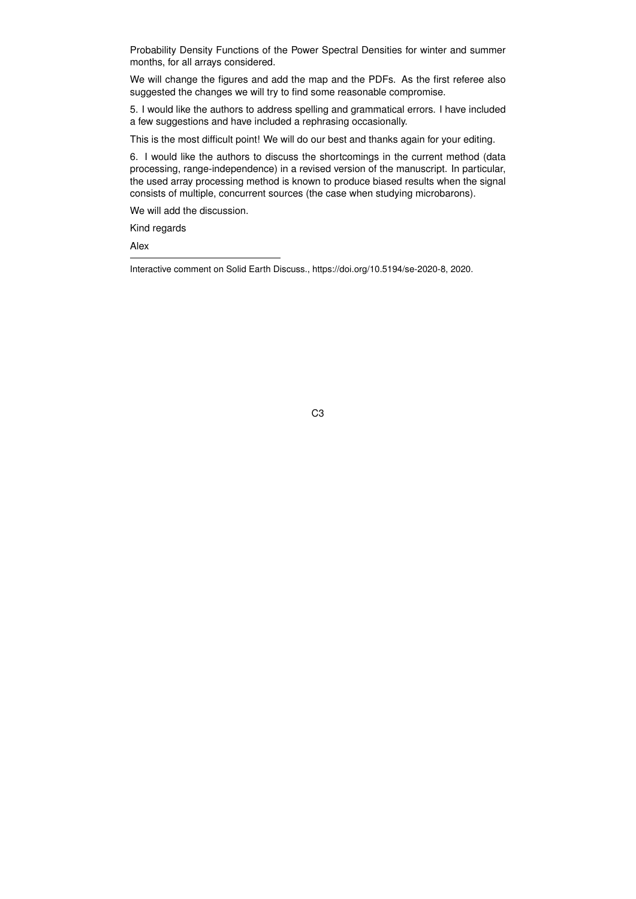Probability Density Functions of the Power Spectral Densities for winter and summer months, for all arrays considered.

We will change the figures and add the map and the PDFs. As the first referee also suggested the changes we will try to find some reasonable compromise.

5. I would like the authors to address spelling and grammatical errors. I have included a few suggestions and have included a rephrasing occasionally.

This is the most difficult point! We will do our best and thanks again for your editing.

6. I would like the authors to discuss the shortcomings in the current method (data processing, range-independence) in a revised version of the manuscript. In particular, the used array processing method is known to produce biased results when the signal consists of multiple, concurrent sources (the case when studying microbarons).

We will add the discussion.

Kind regards

Alex

---

Interactive comment on Solid Earth Discuss., https://doi.org/10.5194/se-2020-8, 2020.